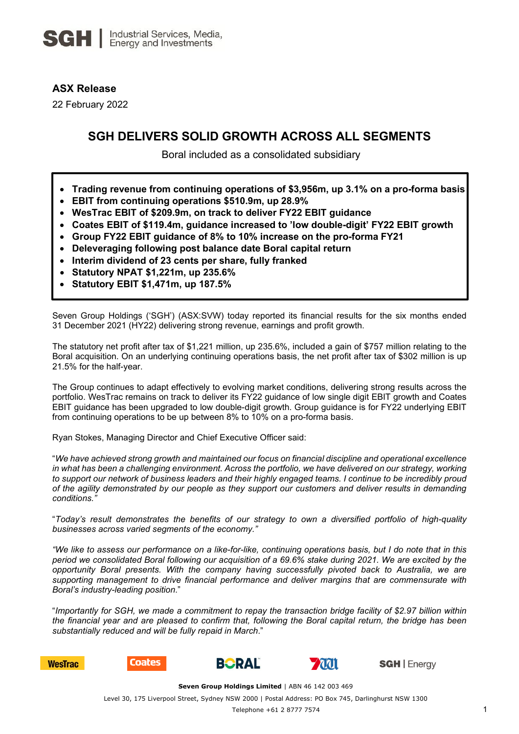SGH | Industrial Services, Media, Energy and Investments

**ASX Release**

22 February 2022

# SGH DELIVERS SOLID GROWTH ACROSS ALL SEGMENTS

Boral included as a consolidated subsidiary

- **Trading revenue from continuing operations of $3,956m, up 3.1% on a pro-forma basis**
- **EBIT from continuing operations $510.9m, up 28.9%**
- **WesTrac EBIT of $209.9m, on track to deliver FY22 EBIT guidance**
- **Coates EBIT of $119.4m, guidance increased to 'low double-digit' FY22 EBIT growth**
- **Group FY22 EBIT guidance of 8% to 10% increase on the pro-forma FY21**
- **Deleveraging following post balance date Boral capital return**
- **Interim dividend of 23 cents per share, fully franked**
- **Statutory NPAT $1,221m, up 235.6%**
- **Statutory EBIT $1,471m, up 187.5%**

Seven Group Holdings ('SGH') (ASX:SVW) today reported its financial results for the six months ended 31 December 2021 (HY22) delivering strong revenue, earnings and profit growth.

The statutory net profit after tax of $1,221 million, up 235.6%, included a gain of $757 million relating to the Boral acquisition. On an underlying continuing operations basis, the net profit after tax of $302 million is up 21.5% for the half-year.

The Group continues to adapt effectively to evolving market conditions, delivering strong results across the portfolio. WesTrac remains on track to deliver its FY22 guidance of low single digit EBIT growth and Coates EBIT guidance has been upgraded to low double-digit growth. Group guidance is for FY22 underlying EBIT from continuing operations to be up between 8% to 10% on a pro-forma basis.

Ryan Stokes, Managing Director and Chief Executive Officer said:

"*We have achieved strong growth and maintained our focus on financial discipline and operational excellence in what has been a challenging environment. Across the portfolio, we have delivered on our strategy, working to support our network of business leaders and their highly engaged teams. I continue to be incredibly proud of the agility demonstrated by our people as they support our customers and deliver results in demanding conditions.*"

"*Today's result demonstrates the benefits of our strategy to own a diversified portfolio of high-quality businesses across varied segments of the economy.*"

*"We like to assess our performance on a like-for-like, continuing operations basis, but I do note that in this period we consolidated Boral following our acquisition of a 69.6% stake during 2021. We are excited by the opportunity Boral presents. With the company having successfully pivoted back to Australia, we are supporting management to drive financial performance and deliver margins that are commensurate with Boral's industry-leading position.*"

"*Importantly for SGH, we made a commitment to repay the transaction bridge facility of $2.97 billion within the financial year and are pleased to confirm that, following the Boral capital return, the bridge has been substantially reduced and will be fully repaid in March.*"

WesTrac | Coates | BORAL | 7 | SGH | Energy

**Seven Group Holdings Limited** | ABN 46 142 003 469

Level 30, 175 Liverpool Street, Sydney NSW 2000 | Postal Address: PO Box 745, Darlinghurst NSW 1300

Telephone +61 2 8777 7574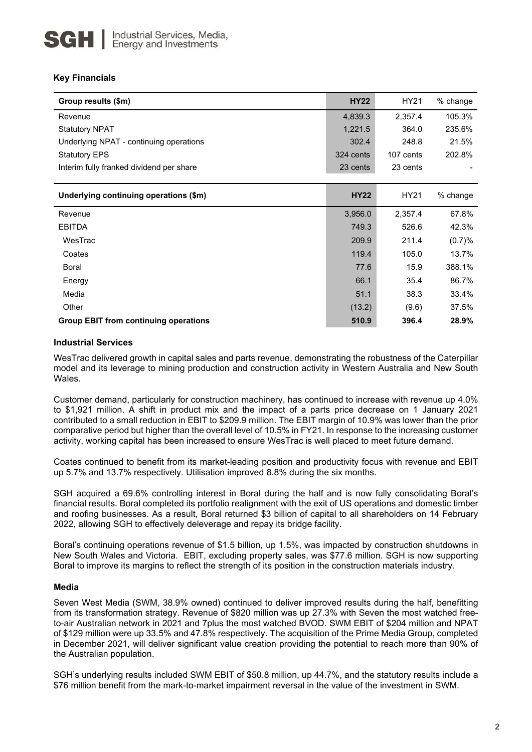## Key Financials

| Group results ($m) | HY22 | HY21 | % change |
|---|---|---|---|
| Revenue | 4,839.3 | 2,357.4 | 105.3% |
| Statutory NPAT | 1,221.5 | 364.0 | 235.6% |
| Underlying NPAT - continuing operations | 302.4 | 248.8 | 21.5% |
| Statutory EPS | 324 cents | 107 cents | 202.8% |
| Interim fully franked dividend per share | 23 cents | 23 cents | - |

| Underlying continuing operations ($m) | HY22 | HY21 | % change |
|---|---|---|---|
| Revenue | 3,956.0 | 2,357.4 | 67.8% |
| EBITDA | 749.3 | 526.6 | 42.3% |
| WesTrac | 209.9 | 211.4 | (0.7)% |
| Coates | 119.4 | 105.0 | 13.7% |
| Boral | 77.6 | 15.9 | 388.1% |
| Energy | 66.1 | 35.4 | 86.7% |
| Media | 51.1 | 38.3 | 33.4% |
| Other | (13.2) | (9.6) | 37.5% |
| **Group EBIT from continuing operations** | **510.9** | **396.4** | **28.9%** |

### Industrial Services

WesTrac delivered growth in capital sales and parts revenue, demonstrating the robustness of the Caterpillar model and its leverage to mining production and construction activity in Western Australia and New South Wales.

Customer demand, particularly for construction machinery, has continued to increase with revenue up 4.0% to $1,921 million. A shift in product mix and the impact of a parts price decrease on 1 January 2021 contributed to a small reduction in EBIT to $209.9 million. The EBIT margin of 10.9% was lower than the prior comparative period but higher than the overall level of 10.5% in FY21. In response to the increasing customer activity, working capital has been increased to ensure WesTrac is well placed to meet future demand.

Coates continued to benefit from its market-leading position and productivity focus with revenue and EBIT up 5.7% and 13.7% respectively. Utilisation improved 8.8% during the six months.

SGH acquired a 69.6% controlling interest in Boral during the half and is now fully consolidating Boral's financial results. Boral completed its portfolio realignment with the exit of US operations and domestic timber and roofing businesses. As a result, Boral returned $3 billion of capital to all shareholders on 14 February 2022, allowing SGH to effectively deleverage and repay its bridge facility.

Boral's continuing operations revenue of $1.5 billion, up 1.5%, was impacted by construction shutdowns in New South Wales and Victoria. EBIT, excluding property sales, was $77.6 million. SGH is now supporting Boral to improve its margins to reflect the strength of its position in the construction materials industry.

### Media

Seven West Media (SWM, 38.9% owned) continued to deliver improved results during the half, benefitting from its transformation strategy. Revenue of $820 million was up 27.3% with Seven the most watched free-to-air Australian network in 2021 and 7plus the most watched BVOD. SWM EBIT of $204 million and NPAT of $129 million were up 33.5% and 47.8% respectively. The acquisition of the Prime Media Group, completed in December 2021, will deliver significant value creation providing the potential to reach more than 90% of the Australian population.

SGH's underlying results included SWM EBIT of $50.8 million, up 44.7%, and the statutory results include a $76 million benefit from the mark-to-market impairment reversal in the value of the investment in SWM.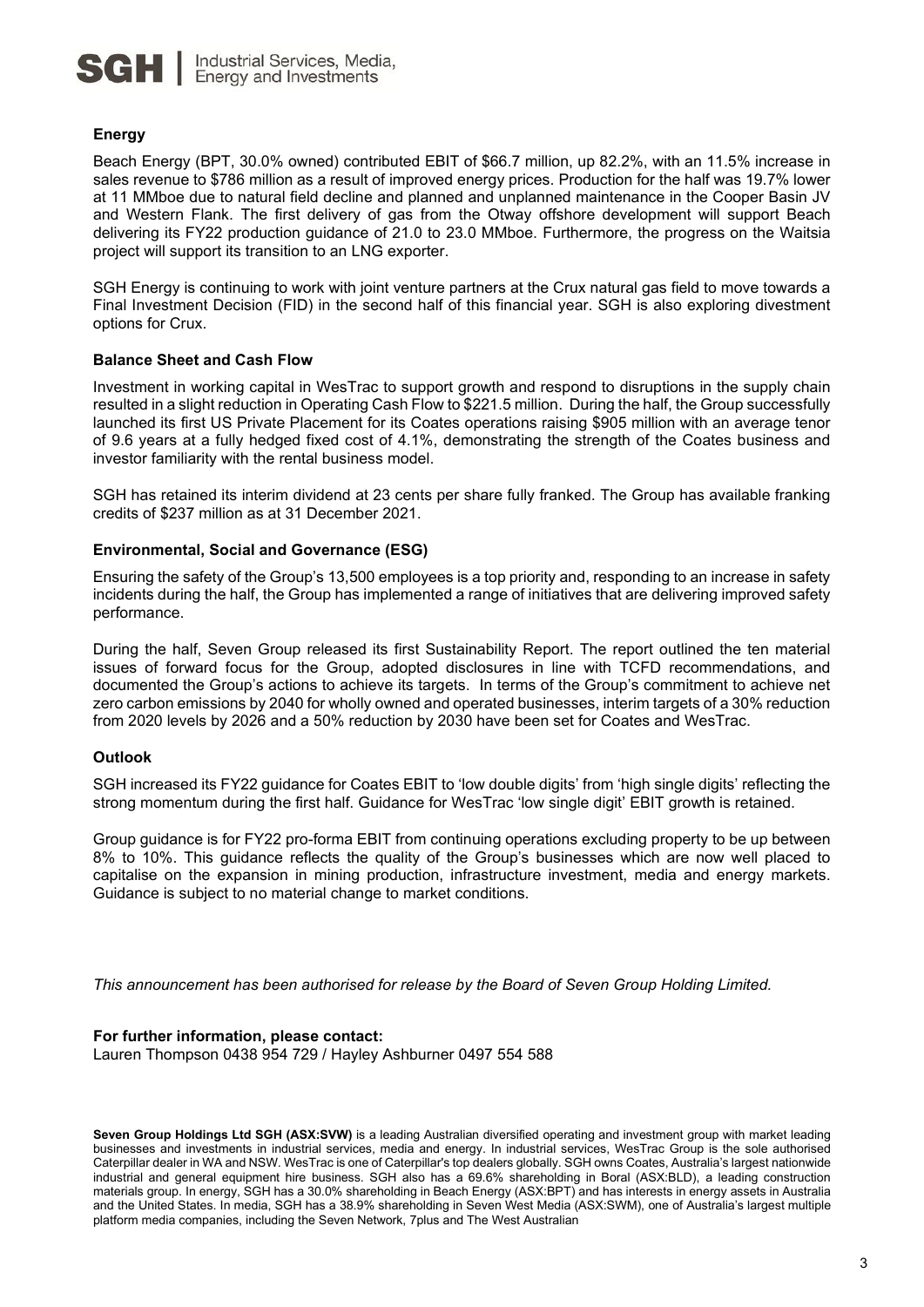### Energy

Beach Energy (BPT, 30.0% owned) contributed EBIT of $66.7 million, up 82.2%, with an 11.5% increase in sales revenue to $786 million as a result of improved energy prices. Production for the half was 19.7% lower at 11 MMboe due to natural field decline and planned and unplanned maintenance in the Cooper Basin JV and Western Flank. The first delivery of gas from the Otway offshore development will support Beach delivering its FY22 production guidance of 21.0 to 23.0 MMboe. Furthermore, the progress on the Waitsia project will support its transition to an LNG exporter.

SGH Energy is continuing to work with joint venture partners at the Crux natural gas field to move towards a Final Investment Decision (FID) in the second half of this financial year. SGH is also exploring divestment options for Crux.

### Balance Sheet and Cash Flow

Investment in working capital in WesTrac to support growth and respond to disruptions in the supply chain resulted in a slight reduction in Operating Cash Flow to $221.5 million. During the half, the Group successfully launched its first US Private Placement for its Coates operations raising $905 million with an average tenor of 9.6 years at a fully hedged fixed cost of 4.1%, demonstrating the strength of the Coates business and investor familiarity with the rental business model.

SGH has retained its interim dividend at 23 cents per share fully franked. The Group has available franking credits of $237 million as at 31 December 2021.

### Environmental, Social and Governance (ESG)

Ensuring the safety of the Group's 13,500 employees is a top priority and, responding to an increase in safety incidents during the half, the Group has implemented a range of initiatives that are delivering improved safety performance.

During the half, Seven Group released its first Sustainability Report. The report outlined the ten material issues of forward focus for the Group, adopted disclosures in line with TCFD recommendations, and documented the Group's actions to achieve its targets. In terms of the Group's commitment to achieve net zero carbon emissions by 2040 for wholly owned and operated businesses, interim targets of a 30% reduction from 2020 levels by 2026 and a 50% reduction by 2030 have been set for Coates and WesTrac.

### Outlook

SGH increased its FY22 guidance for Coates EBIT to 'low double digits' from 'high single digits' reflecting the strong momentum during the first half. Guidance for WesTrac 'low single digit' EBIT growth is retained.

Group guidance is for FY22 pro-forma EBIT from continuing operations excluding property to be up between 8% to 10%. This guidance reflects the quality of the Group's businesses which are now well placed to capitalise on the expansion in mining production, infrastructure investment, media and energy markets. Guidance is subject to no material change to market conditions.

*This announcement has been authorised for release by the Board of Seven Group Holding Limited.*

**For further information, please contact:**
Lauren Thompson 0438 954 729 / Hayley Ashburner 0497 554 588

**Seven Group Holdings Ltd SGH (ASX:SVW)** is a leading Australian diversified operating and investment group with market leading businesses and investments in industrial services, media and energy. In industrial services, WesTrac Group is the sole authorised Caterpillar dealer in WA and NSW. WesTrac is one of Caterpillar's top dealers globally. SGH owns Coates, Australia's largest nationwide industrial and general equipment hire business. SGH also has a 69.6% shareholding in Boral (ASX:BLD), a leading construction materials group. In energy, SGH has a 30.0% shareholding in Beach Energy (ASX:BPT) and has interests in energy assets in Australia and the United States. In media, SGH has a 38.9% shareholding in Seven West Media (ASX:SWM), one of Australia's largest multiple platform media companies, including the Seven Network, 7plus and The West Australian